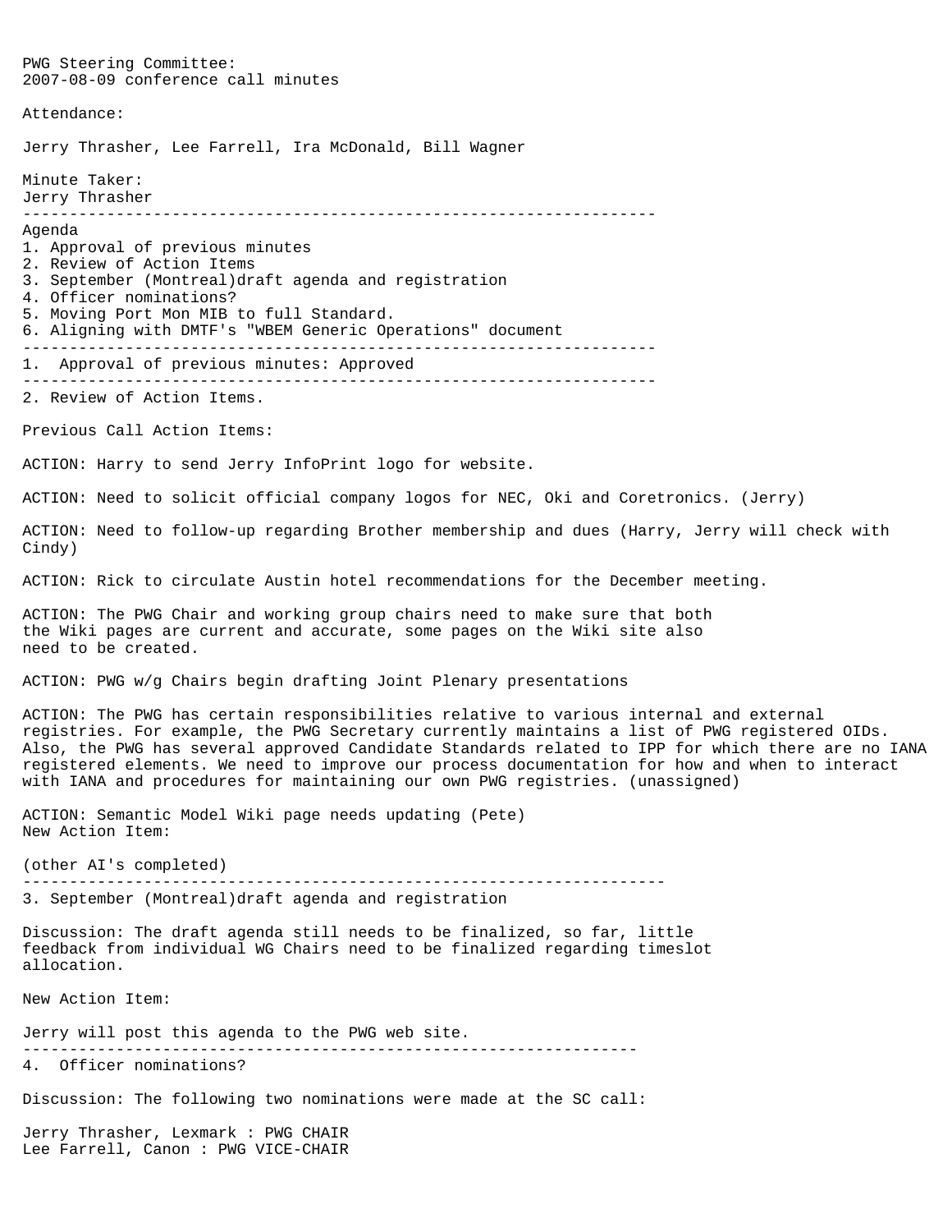PWG Steering Committee:
2007-08-09 conference call minutes

Attendance:

Jerry Thrasher, Lee Farrell, Ira McDonald, Bill Wagner

Minute Taker:
Jerry Thrasher

---

Agenda

1. Approval of previous minutes
2. Review of Action Items
3. September (Montreal)draft agenda and registration
4. Officer nominations?
5. Moving Port Mon MIB to full Standard.
6. Aligning with DMTF's "WBEM Generic Operations" document

---

1. Approval of previous minutes: Approved

---

2. Review of Action Items.

Previous Call Action Items:

ACTION: Harry to send Jerry InfoPrint logo for website.

ACTION: Need to solicit official company logos for NEC, Oki and Coretronics. (Jerry)

ACTION: Need to follow-up regarding Brother membership and dues (Harry, Jerry will check with Cindy)

ACTION: Rick to circulate Austin hotel recommendations for the December meeting.

ACTION: The PWG Chair and working group chairs need to make sure that both the Wiki pages are current and accurate, some pages on the Wiki site also need to be created.

ACTION: PWG w/g Chairs begin drafting Joint Plenary presentations

ACTION: The PWG has certain responsibilities relative to various internal and external registries. For example, the PWG Secretary currently maintains a list of PWG registered OIDs. Also, the PWG has several approved Candidate Standards related to IPP for which there are no IANA registered elements. We need to improve our process documentation for how and when to interact with IANA and procedures for maintaining our own PWG registries. (unassigned)

ACTION: Semantic Model Wiki page needs updating (Pete)
New Action Item:

(other AI's completed)

---

3. September (Montreal)draft agenda and registration

Discussion: The draft agenda still needs to be finalized, so far, little feedback from individual WG Chairs need to be finalized regarding timeslot allocation.

New Action Item:

Jerry will post this agenda to the PWG web site.

---

4. Officer nominations?

Discussion: The following two nominations were made at the SC call:

Jerry Thrasher, Lexmark : PWG CHAIR
Lee Farrell, Canon : PWG VICE-CHAIR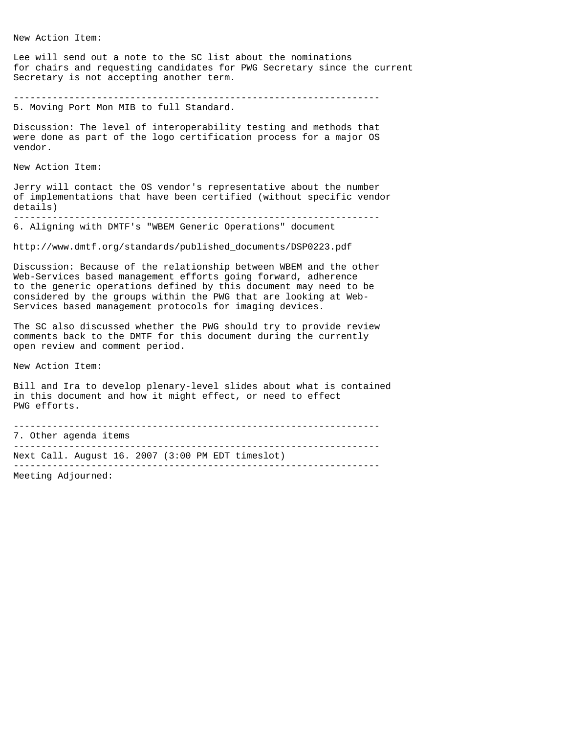New Action Item:

Lee will send out a note to the SC list about the nominations for chairs and requesting candidates for PWG Secretary since the current Secretary is not accepting another term.

---

5. Moving Port Mon MIB to full Standard.

Discussion: The level of interoperability testing and methods that were done as part of the logo certification process for a major OS vendor.

New Action Item:

Jerry will contact the OS vendor's representative about the number of implementations that have been certified (without specific vendor details)

---

6. Aligning with DMTF's "WBEM Generic Operations" document

http://www.dmtf.org/standards/published_documents/DSP0223.pdf

Discussion: Because of the relationship between WBEM and the other Web-Services based management efforts going forward, adherence to the generic operations defined by this document may need to be considered by the groups within the PWG that are looking at Web-Services based management protocols for imaging devices.

The SC also discussed whether the PWG should try to provide review comments back to the DMTF for this document during the currently open review and comment period.

New Action Item:

Bill and Ira to develop plenary-level slides about what is contained in this document and how it might effect, or need to effect PWG efforts.

---

7. Other agenda items

---

Next Call. August 16. 2007 (3:00 PM EDT timeslot)

---

Meeting Adjourned: